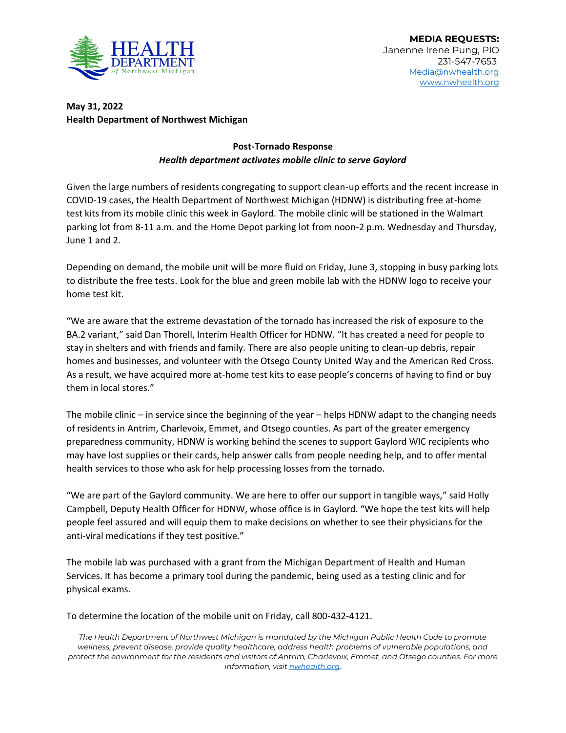**MEDIA REQUESTS:**
Janenne Irene Pung, PIO
231-547-7653
Media@nwhealth.org
www.nwhealth.org

**May 31, 2022**
**Health Department of Northwest Michigan**

**Post-Tornado Response**
***Health department activates mobile clinic to serve Gaylord***

Given the large numbers of residents congregating to support clean-up efforts and the recent increase in COVID-19 cases, the Health Department of Northwest Michigan (HDNW) is distributing free at-home test kits from its mobile clinic this week in Gaylord. The mobile clinic will be stationed in the Walmart parking lot from 8-11 a.m. and the Home Depot parking lot from noon-2 p.m. Wednesday and Thursday, June 1 and 2.

Depending on demand, the mobile unit will be more fluid on Friday, June 3, stopping in busy parking lots to distribute the free tests. Look for the blue and green mobile lab with the HDNW logo to receive your home test kit.

"We are aware that the extreme devastation of the tornado has increased the risk of exposure to the BA.2 variant," said Dan Thorell, Interim Health Officer for HDNW. "It has created a need for people to stay in shelters and with friends and family. There are also people uniting to clean-up debris, repair homes and businesses, and volunteer with the Otsego County United Way and the American Red Cross. As a result, we have acquired more at-home test kits to ease people's concerns of having to find or buy them in local stores."

The mobile clinic – in service since the beginning of the year – helps HDNW adapt to the changing needs of residents in Antrim, Charlevoix, Emmet, and Otsego counties. As part of the greater emergency preparedness community, HDNW is working behind the scenes to support Gaylord WIC recipients who may have lost supplies or their cards, help answer calls from people needing help, and to offer mental health services to those who ask for help processing losses from the tornado.

"We are part of the Gaylord community. We are here to offer our support in tangible ways," said Holly Campbell, Deputy Health Officer for HDNW, whose office is in Gaylord. "We hope the test kits will help people feel assured and will equip them to make decisions on whether to see their physicians for the anti-viral medications if they test positive."

The mobile lab was purchased with a grant from the Michigan Department of Health and Human Services. It has become a primary tool during the pandemic, being used as a testing clinic and for physical exams.

To determine the location of the mobile unit on Friday, call 800-432-4121.

*The Health Department of Northwest Michigan is mandated by the Michigan Public Health Code to promote wellness, prevent disease, provide quality healthcare, address health problems of vulnerable populations, and protect the environment for the residents and visitors of Antrim, Charlevoix, Emmet, and Otsego counties. For more information, visit nwhealth.org.*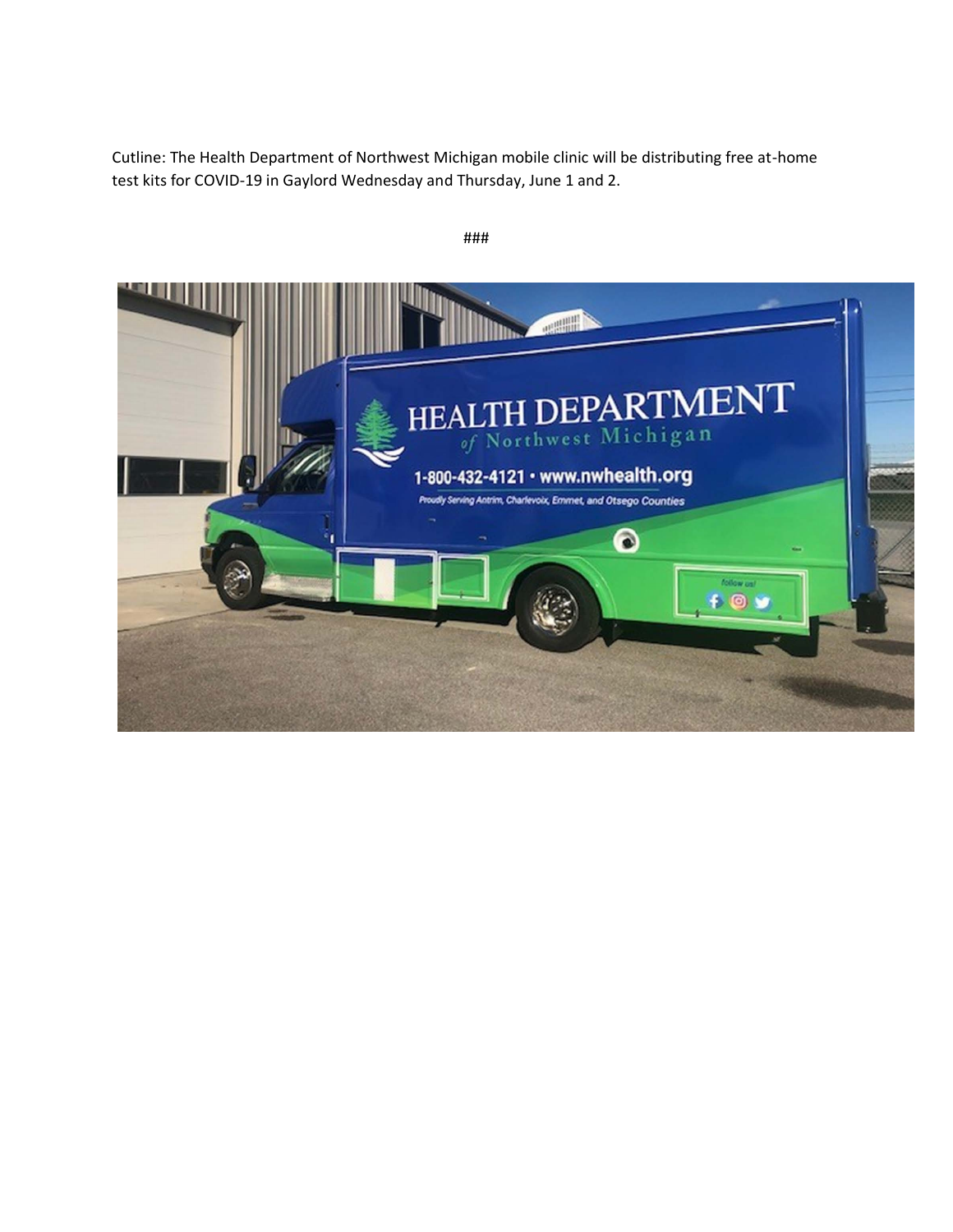Cutline: The Health Department of Northwest Michigan mobile clinic will be distributing free at-home test kits for COVID-19 in Gaylord Wednesday and Thursday, June 1 and 2.

###